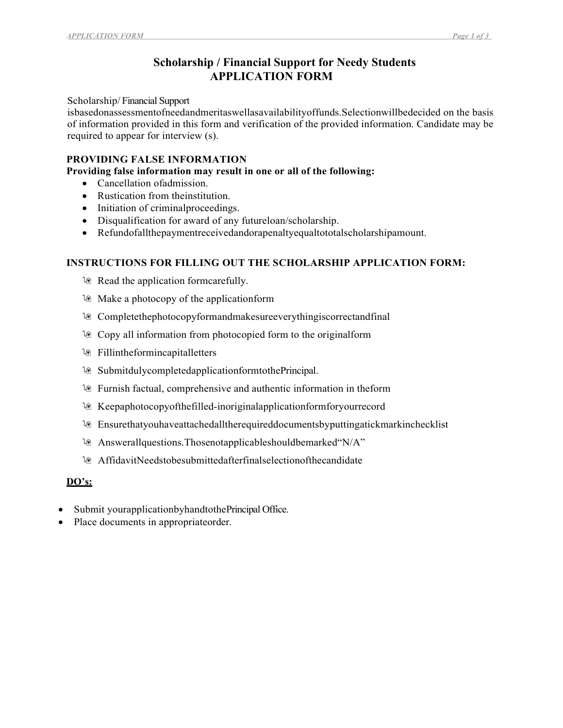# Scholarship / Financial Support for Needy Students
# APPLICATION FORM

Scholarship/ Financial Support isbasedonassessmentofneedandmeritaswellasavailabilityoffunds.Selectionwillbedecided on the basis of information provided in this form and verification of the provided information. Candidate may be required to appear for interview (s).

**PROVIDING FALSE INFORMATION**
**Providing false information may result in one or all of the following:**

- Cancellation ofadmission.
- Rustication from theinstitution.
- Initiation of criminalproceedings.
- Disqualification for award of any futureloan/scholarship.
- Refundofallthepaymentreceivedandorapenaltyequaltototalscholarshipamount.

**INSTRUCTIONS FOR FILLING OUT THE SCHOLARSHIP APPLICATION FORM:**

- Read the application formcarefully.
- Make a photocopy of the applicationform
- Completethephotocopyformandmakesureeverythingiscorrectandfinal
- Copy all information from photocopied form to the originalform
- Fillintheformincapitalletters
- SubmitdulycompletedapplicationformtothePrincipal.
- Furnish factual, comprehensive and authentic information in theform
- Keepaphotocopyofthefilled-inoriginalapplicationformforyourrecord
- Ensurethatyouhaveattachedalltherequireddocumentsbyputtingatickmarkinchecklist
- Answerallquestions.Thosenotapplicableshouldbemarked"N/A"
- AffidavitNeedstobesubmittedafterfinalselectionofthecandidate

**DO's:**

- Submit yourapplicationbyhandtothePrincipal Office.
- Place documents in appropriateorder.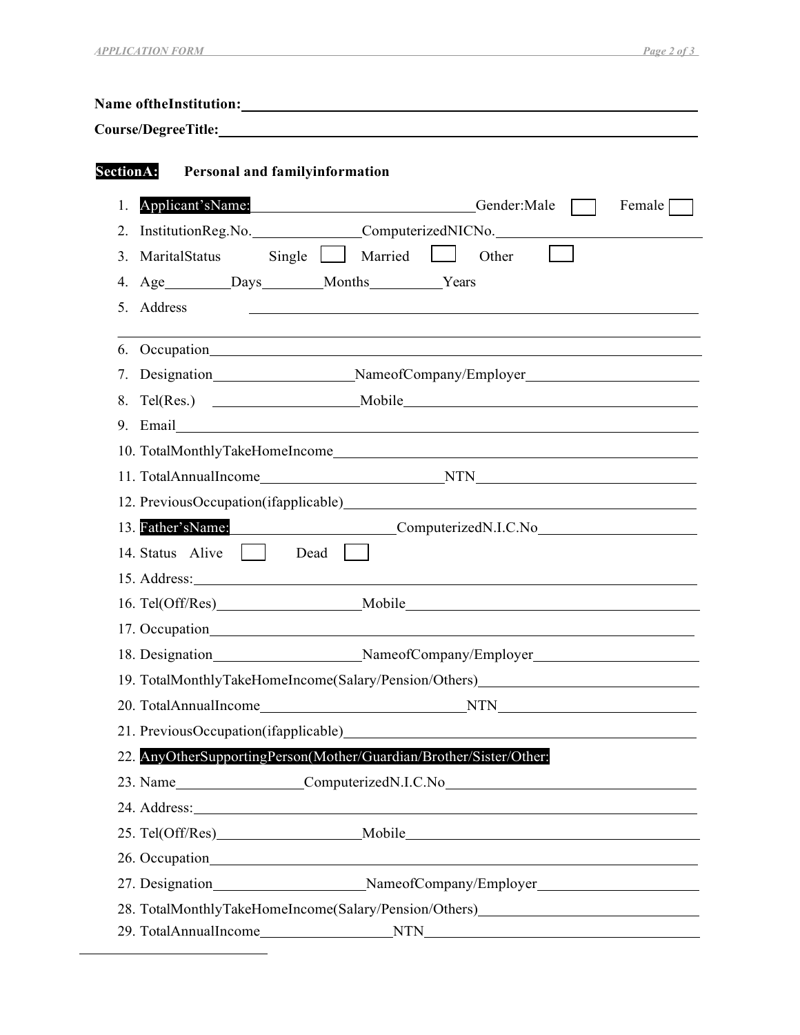**Name oftheInstitution:** ____________________________________________

**Course/DegreeTitle:** ____________________________________________

**SectionA:** **Personal and familyinformation**

1. Applicant'sName: ______________________ Gender:Male ☐ Female ☐
2. InstitutionReg.No. ______________ ComputerizedNICNo. ______________________
3. MaritalStatus Single ☐ Married ☐ Other ☐
4. Age ________ Days ________ Months ________ Years
5. Address ____________________________________________
6. Occupation ____________________________________________
7. Designation ________________ NameofCompany/Employer ____________________
8. Tel(Res.) ________________ Mobile ____________________
9. Email ____________________________________________
10. TotalMonthlyTakeHomeIncome ____________________________________________
11. TotalAnnualIncome ____________________ NTN ____________________
12. PreviousOccupation(ifapplicable) ____________________________________________
13. Father'sName: ____________________ ComputerizedN.I.C.No ____________________
14. Status Alive ☐ Dead ☐
15. Address: ____________________________________________
16. Tel(Off/Res) ________________ Mobile ____________________
17. Occupation ____________________________________________
18. Designation ________________ NameofCompany/Employer ____________________
19. TotalMonthlyTakeHomeIncome(Salary/Pension/Others) ____________________
20. TotalAnnualIncome ____________________ NTN ____________________
21. PreviousOccupation(ifapplicable) ____________________________________________
22. AnyOtherSupportingPerson(Mother/Guardian/Brother/Sister/Other:
23. Name ________________ ComputerizedN.I.C.No ____________________
24. Address: ____________________________________________
25. Tel(Off/Res) ________________ Mobile ____________________
26. Occupation ____________________________________________
27. Designation ________________ NameofCompany/Employer ____________________
28. TotalMonthlyTakeHomeIncome(Salary/Pension/Others) ____________________
29. TotalAnnualIncome ________________ NTN ____________________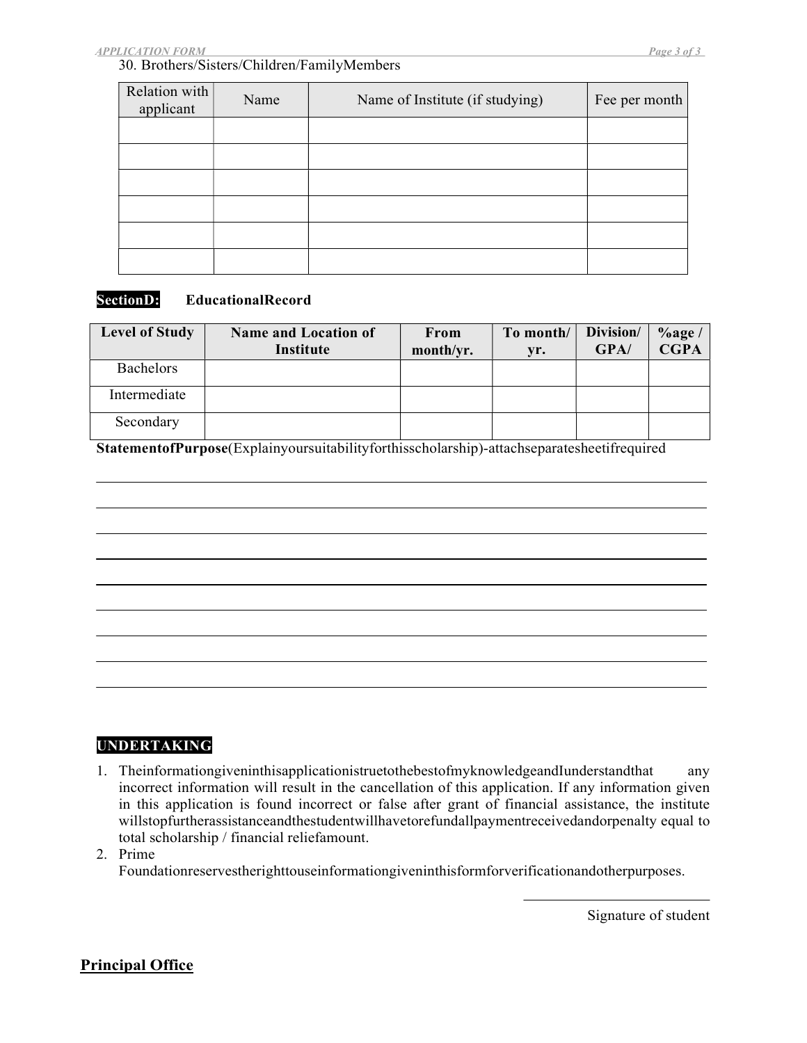30. Brothers/Sisters/Children/FamilyMembers

| Relation with applicant | Name | Name of Institute (if studying) | Fee per month |
|---|---|---|---|
| | | | |
| | | | |
| | | | |
| | | | |
| | | | |
| | | | |

**SectionD:** **EducationalRecord**

| Level of Study | Name and Location of Institute | From month/yr. | To month/ yr. | Division/ GPA/ | %age / CGPA |
|---|---|---|---|---|---|
| Bachelors | | | | | |
| Intermediate | | | | | |
| Secondary | | | | | |

**StatementofPurpose**(Explainyoursuitabilityforthisscholarship)-attachseparatesheetifrequired

______________________________________________________________________

______________________________________________________________________

______________________________________________________________________

______________________________________________________________________

______________________________________________________________________

______________________________________________________________________

______________________________________________________________________

______________________________________________________________________

______________________________________________________________________

**UNDERTAKING**

1. Theinformationgiveninthisapplicationistruetothebestofmyknowledgeand Iunderstandthat any incorrect information will result in the cancellation of this application. If any information given in this application is found incorrect or false after grant of financial assistance, the institute willstopfurtherassistanceandthestudentwillhavetorefundallpaymentreceivedandorpenalty equal to total scholarship / financial reliefamount.
2. Prime Foundationreservestherighttouseinformationgiveninthisformforverificationandotherpurposes.

______________________________

Signature of student

**Principal Office**